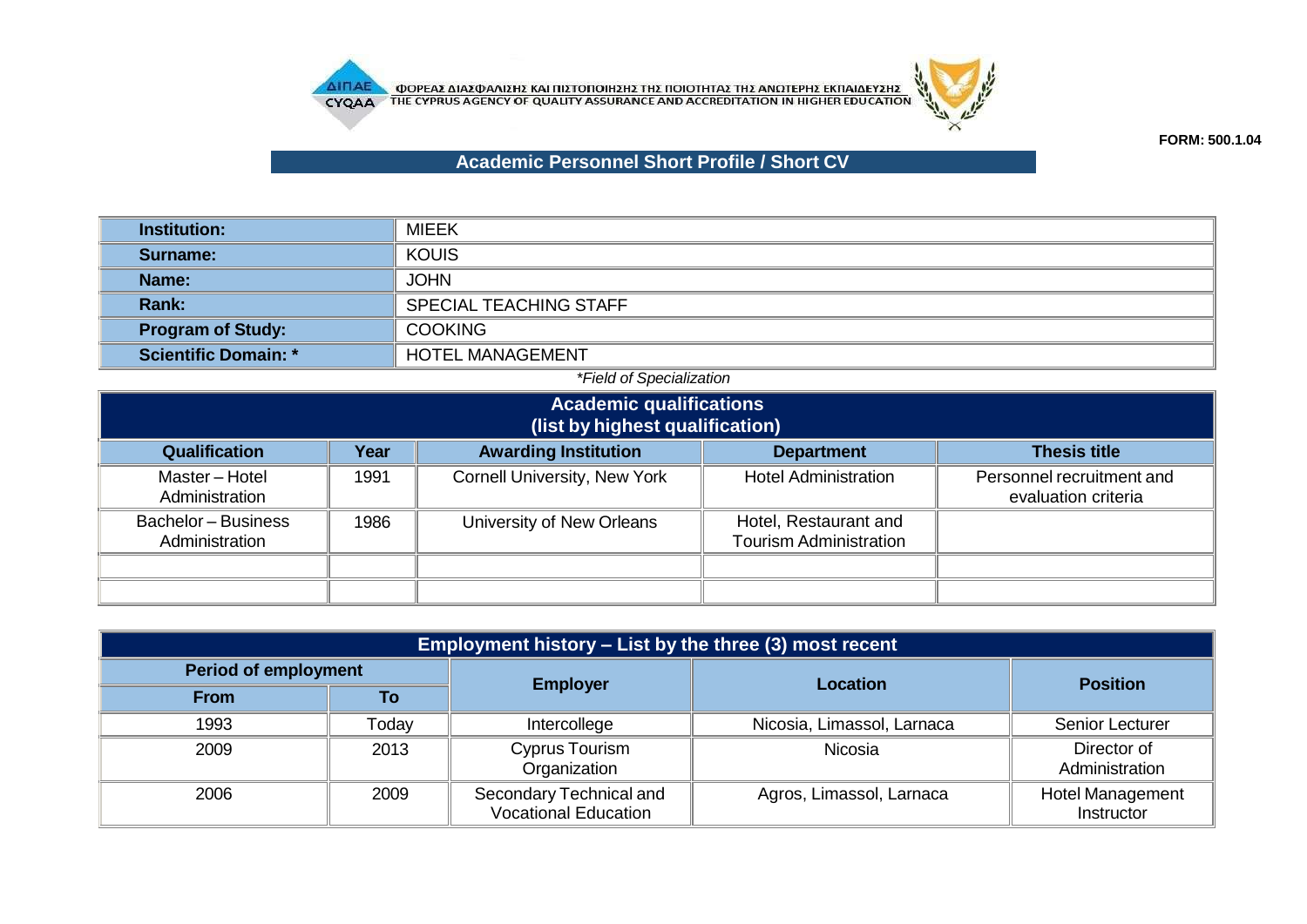ΦΟΡΕΑΣ ΔΙΑΣΦΑΛΙΣΗΣ ΚΑΙ ΠΙΣΤΟΠΟΙΗΣΗΣ ΤΗΣ ΠΟΙΟΤΗΤΑΣ ΤΗΣ ΑΝΩΤΕΡΗΣ ΕΚΠΑΙΔΕΥΣΗΣ
THE CYPRUS AGENCY OF QUALITY ASSURANCE AND ACCREDITATION IN HIGHER EDUCATION

**FORM: 500.1.04**

# Academic Personnel Short Profile / Short CV

| | |
|---|---|
| **Institution:** | MIEEK |
| **Surname:** | KOUIS |
| **Name:** | JOHN |
| **Rank:** | SPECIAL TEACHING STAFF |
| **Program of Study:** | COOKING |
| **Scientific Domain: *** | HOTEL MANAGEMENT |

*\*Field of Specialization*

**Academic qualifications (list by highest qualification)**

| Qualification | Year | Awarding Institution | Department | Thesis title |
|---|---|---|---|---|
| Master – Hotel Administration | 1991 | Cornell University, New York | Hotel Administration | Personnel recruitment and evaluation criteria |
| Bachelor – Business Administration | 1986 | University of New Orleans | Hotel, Restaurant and Tourism Administration | |
| | | | | |
| | | | | |

**Employment history – List by the three (3) most recent**

| Period of employment | | Employer | Location | Position |
|---|---|---|---|---|
| From | To | | | |
| 1993 | Today | Intercollege | Nicosia, Limassol, Larnaca | Senior Lecturer |
| 2009 | 2013 | Cyprus Tourism Organization | Nicosia | Director of Administration |
| 2006 | 2009 | Secondary Technical and Vocational Education | Agros, Limassol, Larnaca | Hotel Management Instructor |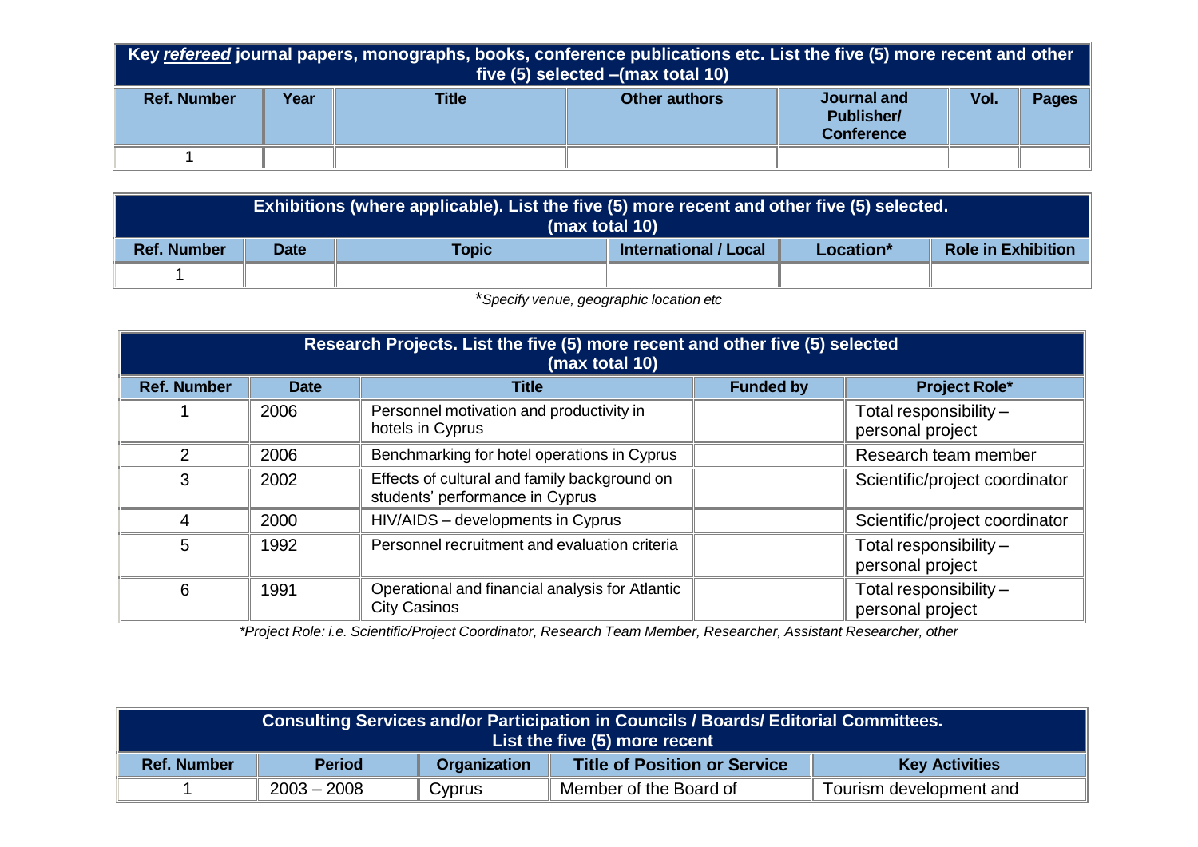| Key *refereed* journal papers, monographs, books, conference publications etc. List the five (5) more recent and other five (5) selected –(max total 10) | | | | | | |
|---|---|---|---|---|---|---|
| **Ref. Number** | **Year** | **Title** | **Other authors** | **Journal and Publisher/ Conference** | **Vol.** | **Pages** |
| 1 | | | | | | |

| Exhibitions (where applicable). List the five (5) more recent and other five (5) selected. (max total 10) | | | | | |
|---|---|---|---|---|---|
| **Ref. Number** | **Date** | **Topic** | **International / Local** | **Location*** | **Role in Exhibition** |
| 1 | | | | | |

**Specify venue, geographic location etc*

| Research Projects. List the five (5) more recent and other five (5) selected (max total 10) | | | | |
|---|---|---|---|---|
| **Ref. Number** | **Date** | **Title** | **Funded by** | **Project Role*** |
| 1 | 2006 | Personnel motivation and productivity in hotels in Cyprus | | Total responsibility – personal project |
| 2 | 2006 | Benchmarking for hotel operations in Cyprus | | Research team member |
| 3 | 2002 | Effects of cultural and family background on students' performance in Cyprus | | Scientific/project coordinator |
| 4 | 2000 | HIV/AIDS – developments in Cyprus | | Scientific/project coordinator |
| 5 | 1992 | Personnel recruitment and evaluation criteria | | Total responsibility – personal project |
| 6 | 1991 | Operational and financial analysis for Atlantic City Casinos | | Total responsibility – personal project |

**Project Role: i.e. Scientific/Project Coordinator, Research Team Member, Researcher, Assistant Researcher, other*

| Consulting Services and/or Participation in Councils / Boards/ Editorial Committees. List the five (5) more recent | | | | |
|---|---|---|---|---|
| **Ref. Number** | **Period** | **Organization** | **Title of Position or Service** | **Key Activities** |
| 1 | 2003 – 2008 | Cyprus | Member of the Board of | Tourism development and |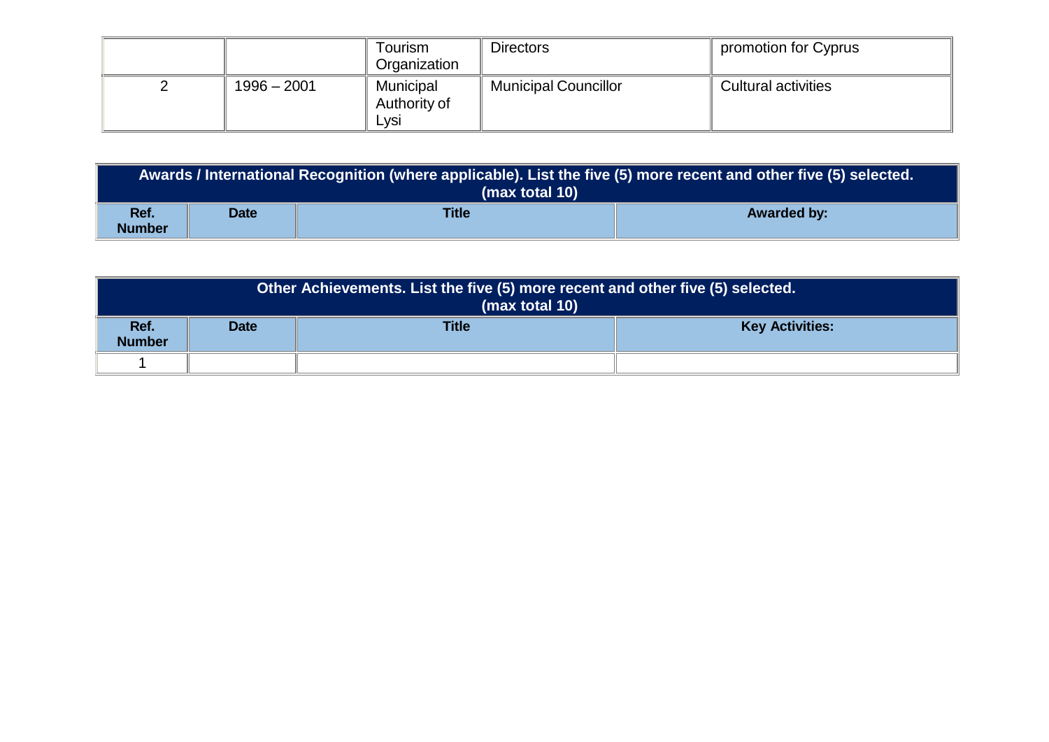| | | | | |
|---|---|---|---|---|
| | | Tourism Organization | Directors | promotion for Cyprus |
| 2 | 1996 – 2001 | Municipal Authority of Lysi | Municipal Councillor | Cultural activities |

| Awards / International Recognition (where applicable). List the five (5) more recent and other five (5) selected. (max total 10) | | | |
|---|---|---|---|
| **Ref. Number** | **Date** | **Title** | **Awarded by:** |

| Other Achievements. List the five (5) more recent and other five (5) selected. (max total 10) | | | |
|---|---|---|---|
| **Ref. Number** | **Date** | **Title** | **Key Activities:** |
| 1 | | | |